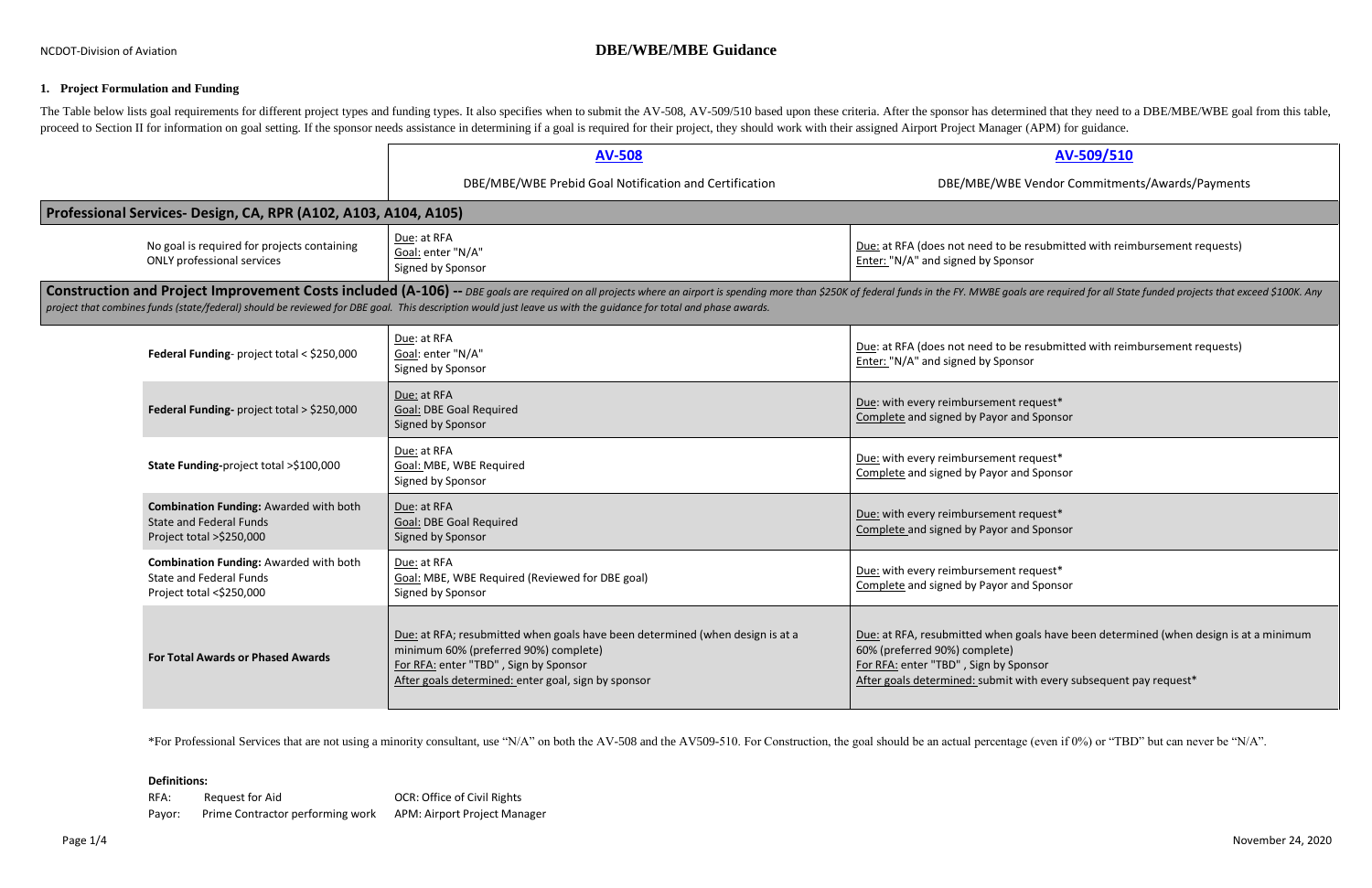# DBE/WBE/MBE Guidance

## 1. Project Formulation and Funding

The Table below lists goal requirements for different project types and funding types. It also specifies when to submit the AV-508, AV-509/510 based upon these criteria. After the sponsor has determined that they need to a DBE/MBE/WBE goal from this table, proceed to Section II for information on goal setting. If the sponsor needs assistance in determining if a goal is required for their project, they should work with their assigned Airport Project Manager (APM) for guidance.

| | AV-508<br>DBE/MBE/WBE Prebid Goal Notification and Certification | AV-509/510<br>DBE/MBE/WBE Vendor Commitments/Awards/Payments |
|---|---|---|
| **Professional Services- Design, CA, RPR (A102, A103, A104, A105)** | | |
| No goal is required for projects containing ONLY professional services | Due: at RFA<br>Goal: enter "N/A"<br>Signed by Sponsor | Due: at RFA (does not need to be resubmitted with reimbursement requests)<br>Enter: "N/A" and signed by Sponsor |
| **Construction and Project Improvement Costs included (A-106)** -- *DBE goals are required on all projects where an airport is spending more than $250K of federal funds in the FY. MWBE goals are required for all State funded projects that exceed $100K. Any project that combines funds (state/federal) should be reviewed for DBE goal. This description would just leave us with the guidance for total and phase awards.* | | |
| **Federal Funding**- project total < $250,000 | Due: at RFA<br>Goal: enter "N/A"<br>Signed by Sponsor | Due: at RFA (does not need to be resubmitted with reimbursement requests)<br>Enter: "N/A" and signed by Sponsor |
| **Federal Funding**- project total > $250,000 | Due: at RFA<br>Goal: DBE Goal Required<br>Signed by Sponsor | Due: with every reimbursement request*<br>Complete and signed by Payor and Sponsor |
| **State Funding**-project total >$100,000 | Due: at RFA<br>Goal: MBE, WBE Required<br>Signed by Sponsor | Due: with every reimbursement request*<br>Complete and signed by Payor and Sponsor |
| **Combination Funding:** Awarded with both State and Federal Funds<br>Project total >$250,000 | Due: at RFA<br>Goal: DBE Goal Required<br>Signed by Sponsor | Due: with every reimbursement request*<br>Complete and signed by Payor and Sponsor |
| **Combination Funding:** Awarded with both State and Federal Funds<br>Project total <$250,000 | Due: at RFA<br>Goal: MBE, WBE Required (Reviewed for DBE goal)<br>Signed by Sponsor | Due: with every reimbursement request*<br>Complete and signed by Payor and Sponsor |
| **For Total Awards or Phased Awards** | Due: at RFA; resubmitted when goals have been determined (when design is at a minimum 60% (preferred 90%) complete)<br>For RFA: enter "TBD" , Sign by Sponsor<br>After goals determined: enter goal, sign by sponsor | Due: at RFA, resubmitted when goals have been determined (when design is at a minimum 60% (preferred 90%) complete)<br>For RFA: enter "TBD" , Sign by Sponsor<br>After goals determined: submit with every subsequent pay request* |

*For Professional Services that are not using a minority consultant, use "N/A" on both the AV-508 and the AV509-510. For Construction, the goal should be an actual percentage (even if 0%) or "TBD" but can never be "N/A".

**Definitions:**

| | | |
|---|---|---|
| RFA: | Request for Aid | OCR: Office of Civil Rights |
| Payor: | Prime Contractor performing work | APM: Airport Project Manager |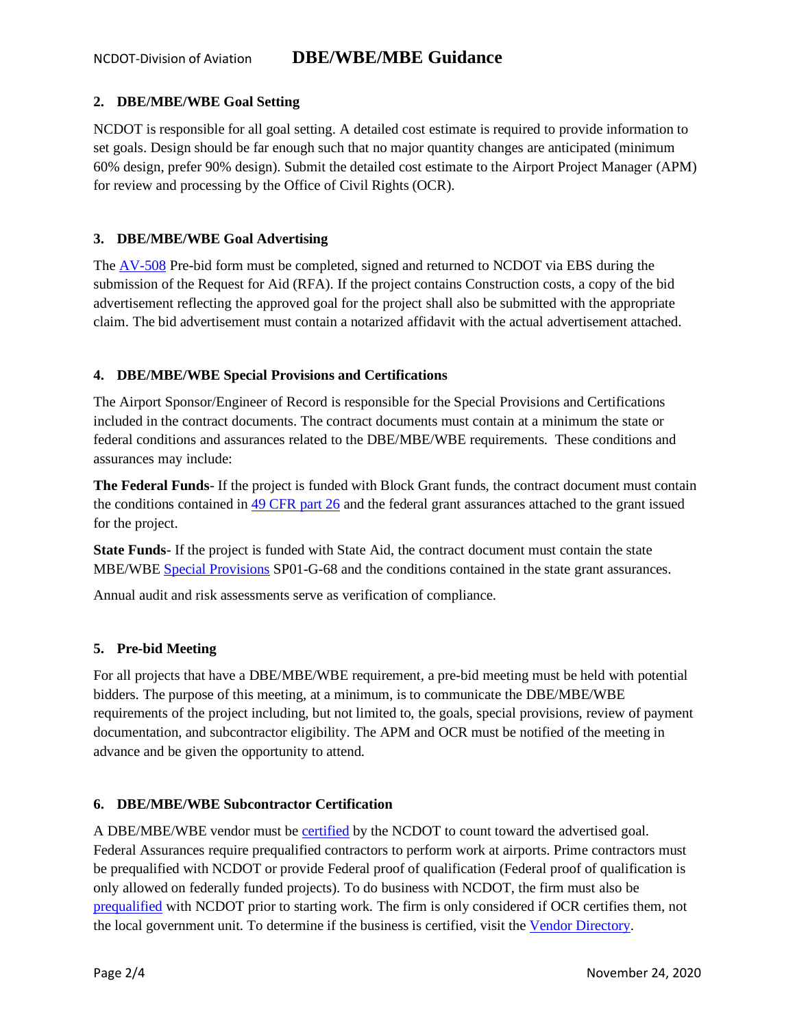### 2. DBE/MBE/WBE Goal Setting

NCDOT is responsible for all goal setting. A detailed cost estimate is required to provide information to set goals. Design should be far enough such that no major quantity changes are anticipated (minimum 60% design, prefer 90% design). Submit the detailed cost estimate to the Airport Project Manager (APM) for review and processing by the Office of Civil Rights (OCR).

### 3. DBE/MBE/WBE Goal Advertising

The AV-508 Pre-bid form must be completed, signed and returned to NCDOT via EBS during the submission of the Request for Aid (RFA). If the project contains Construction costs, a copy of the bid advertisement reflecting the approved goal for the project shall also be submitted with the appropriate claim. The bid advertisement must contain a notarized affidavit with the actual advertisement attached.

### 4. DBE/MBE/WBE Special Provisions and Certifications

The Airport Sponsor/Engineer of Record is responsible for the Special Provisions and Certifications included in the contract documents. The contract documents must contain at a minimum the state or federal conditions and assurances related to the DBE/MBE/WBE requirements. These conditions and assurances may include:

**The Federal Funds**- If the project is funded with Block Grant funds, the contract document must contain the conditions contained in 49 CFR part 26 and the federal grant assurances attached to the grant issued for the project.

**State Funds**- If the project is funded with State Aid, the contract document must contain the state MBE/WBE Special Provisions SP01-G-68 and the conditions contained in the state grant assurances.

Annual audit and risk assessments serve as verification of compliance.

### 5. Pre-bid Meeting

For all projects that have a DBE/MBE/WBE requirement, a pre-bid meeting must be held with potential bidders. The purpose of this meeting, at a minimum, is to communicate the DBE/MBE/WBE requirements of the project including, but not limited to, the goals, special provisions, review of payment documentation, and subcontractor eligibility. The APM and OCR must be notified of the meeting in advance and be given the opportunity to attend.

### 6. DBE/MBE/WBE Subcontractor Certification

A DBE/MBE/WBE vendor must be certified by the NCDOT to count toward the advertised goal. Federal Assurances require prequalified contractors to perform work at airports. Prime contractors must be prequalified with NCDOT or provide Federal proof of qualification (Federal proof of qualification is only allowed on federally funded projects). To do business with NCDOT, the firm must also be prequalified with NCDOT prior to starting work. The firm is only considered if OCR certifies them, not the local government unit. To determine if the business is certified, visit the Vendor Directory.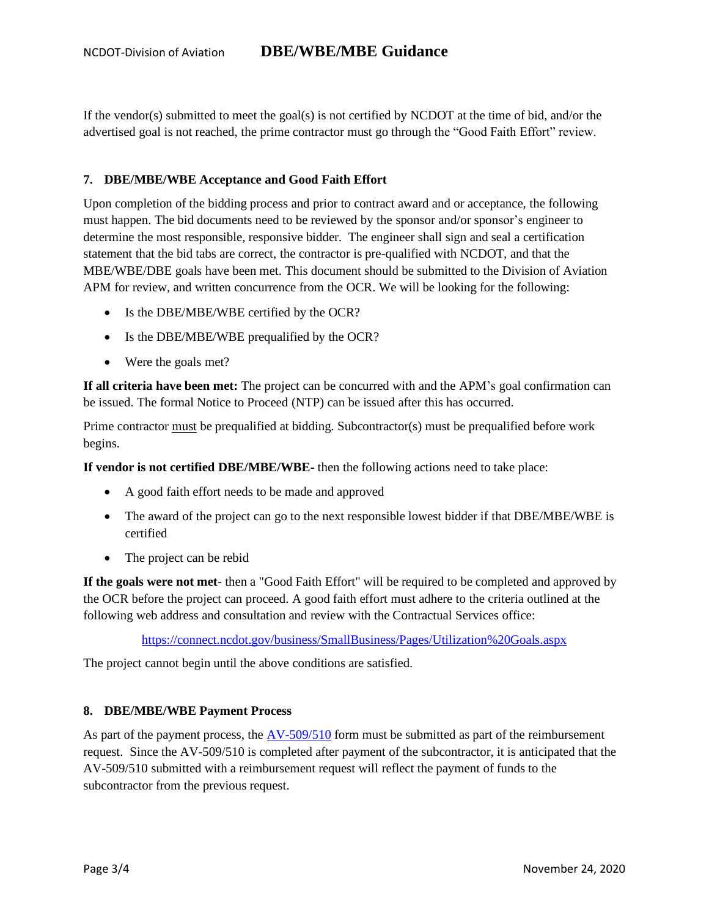If the vendor(s) submitted to meet the goal(s) is not certified by NCDOT at the time of bid, and/or the advertised goal is not reached, the prime contractor must go through the "Good Faith Effort" review.

### 7. DBE/MBE/WBE Acceptance and Good Faith Effort

Upon completion of the bidding process and prior to contract award and or acceptance, the following must happen. The bid documents need to be reviewed by the sponsor and/or sponsor's engineer to determine the most responsible, responsive bidder. The engineer shall sign and seal a certification statement that the bid tabs are correct, the contractor is pre-qualified with NCDOT, and that the MBE/WBE/DBE goals have been met. This document should be submitted to the Division of Aviation APM for review, and written concurrence from the OCR. We will be looking for the following:

- Is the DBE/MBE/WBE certified by the OCR?
- Is the DBE/MBE/WBE prequalified by the OCR?
- Were the goals met?

**If all criteria have been met:** The project can be concurred with and the APM's goal confirmation can be issued. The formal Notice to Proceed (NTP) can be issued after this has occurred.

Prime contractor <u>must</u> be prequalified at bidding. Subcontractor(s) must be prequalified before work begins.

**If vendor is not certified DBE/MBE/WBE-** then the following actions need to take place:

- A good faith effort needs to be made and approved
- The award of the project can go to the next responsible lowest bidder if that DBE/MBE/WBE is certified
- The project can be rebid

**If the goals were not met**- then a "Good Faith Effort" will be required to be completed and approved by the OCR before the project can proceed. A good faith effort must adhere to the criteria outlined at the following web address and consultation and review with the Contractual Services office:

https://connect.ncdot.gov/business/SmallBusiness/Pages/Utilization%20Goals.aspx

The project cannot begin until the above conditions are satisfied.

### 8. DBE/MBE/WBE Payment Process

As part of the payment process, the AV-509/510 form must be submitted as part of the reimbursement request. Since the AV-509/510 is completed after payment of the subcontractor, it is anticipated that the AV-509/510 submitted with a reimbursement request will reflect the payment of funds to the subcontractor from the previous request.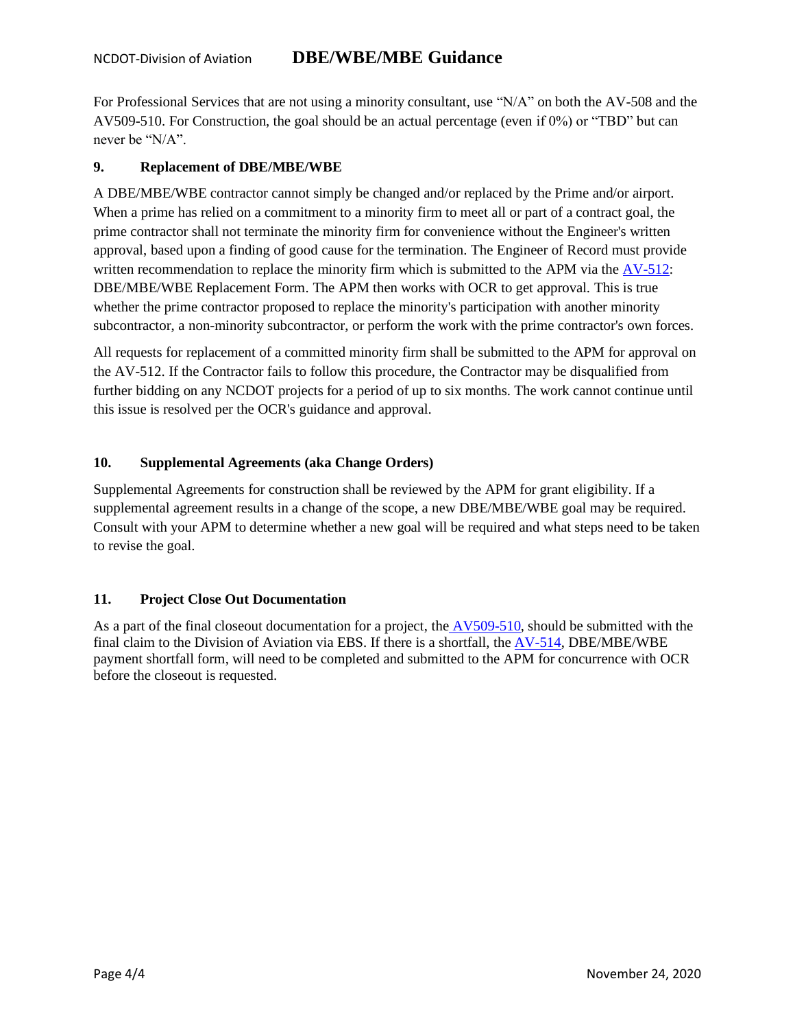For Professional Services that are not using a minority consultant, use "N/A" on both the AV-508 and the AV509-510. For Construction, the goal should be an actual percentage (even if 0%) or "TBD" but can never be "N/A".

## 9. Replacement of DBE/MBE/WBE

A DBE/MBE/WBE contractor cannot simply be changed and/or replaced by the Prime and/or airport. When a prime has relied on a commitment to a minority firm to meet all or part of a contract goal, the prime contractor shall not terminate the minority firm for convenience without the Engineer's written approval, based upon a finding of good cause for the termination. The Engineer of Record must provide written recommendation to replace the minority firm which is submitted to the APM via the AV-512: DBE/MBE/WBE Replacement Form. The APM then works with OCR to get approval. This is true whether the prime contractor proposed to replace the minority's participation with another minority subcontractor, a non-minority subcontractor, or perform the work with the prime contractor's own forces.

All requests for replacement of a committed minority firm shall be submitted to the APM for approval on the AV-512. If the Contractor fails to follow this procedure, the Contractor may be disqualified from further bidding on any NCDOT projects for a period of up to six months. The work cannot continue until this issue is resolved per the OCR's guidance and approval.

## 10. Supplemental Agreements (aka Change Orders)

Supplemental Agreements for construction shall be reviewed by the APM for grant eligibility. If a supplemental agreement results in a change of the scope, a new DBE/MBE/WBE goal may be required. Consult with your APM to determine whether a new goal will be required and what steps need to be taken to revise the goal.

## 11. Project Close Out Documentation

As a part of the final closeout documentation for a project, the AV509-510, should be submitted with the final claim to the Division of Aviation via EBS. If there is a shortfall, the AV-514, DBE/MBE/WBE payment shortfall form, will need to be completed and submitted to the APM for concurrence with OCR before the closeout is requested.